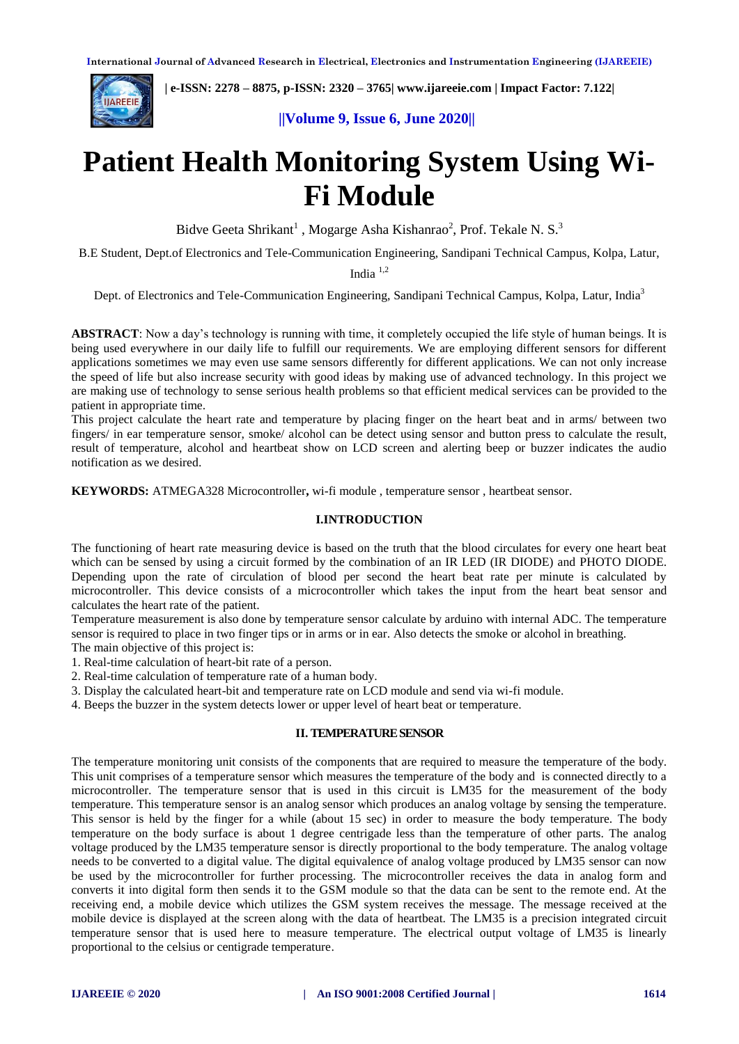# Patient Health Monitoring System Using Wi-Fi Module

Bidve Geeta Shrikant[1] , Mogarge Asha Kishanrao[2], Prof. Tekale N. S.[3]

B.E Student, Dept.of Electronics and Tele-Communication Engineering, Sandipani Technical Campus, Kolpa, Latur, India [1,2]

Dept. of Electronics and Tele-Communication Engineering, Sandipani Technical Campus, Kolpa, Latur, India[3]

**ABSTRACT**: Now a day's technology is running with time, it completely occupied the life style of human beings. It is being used everywhere in our daily life to fulfill our requirements. We are employing different sensors for different applications sometimes we may even use same sensors differently for different applications. We can not only increase the speed of life but also increase security with good ideas by making use of advanced technology. In this project we are making use of technology to sense serious health problems so that efficient medical services can be provided to the patient in appropriate time.

This project calculate the heart rate and temperature by placing finger on the heart beat and in arms/ between two fingers/ in ear temperature sensor, smoke/ alcohol can be detect using sensor and button press to calculate the result, result of temperature, alcohol and heartbeat show on LCD screen and alerting beep or buzzer indicates the audio notification as we desired.

**KEYWORDS:** ATMEGA328 Microcontroller**,** wi-fi module , temperature sensor , heartbeat sensor.

## I.INTRODUCTION

The functioning of heart rate measuring device is based on the truth that the blood circulates for every one heart beat which can be sensed by using a circuit formed by the combination of an IR LED (IR DIODE) and PHOTO DIODE. Depending upon the rate of circulation of blood per second the heart beat rate per minute is calculated by microcontroller. This device consists of a microcontroller which takes the input from the heart beat sensor and calculates the heart rate of the patient.

Temperature measurement is also done by temperature sensor calculate by arduino with internal ADC. The temperature sensor is required to place in two finger tips or in arms or in ear. Also detects the smoke or alcohol in breathing.

The main objective of this project is:

1. Real-time calculation of heart-bit rate of a person.
2. Real-time calculation of temperature rate of a human body.
3. Display the calculated heart-bit and temperature rate on LCD module and send via wi-fi module.
4. Beeps the buzzer in the system detects lower or upper level of heart beat or temperature.

## II. TEMPERATURE SENSOR

The temperature monitoring unit consists of the components that are required to measure the temperature of the body. This unit comprises of a temperature sensor which measures the temperature of the body and is connected directly to a microcontroller. The temperature sensor that is used in this circuit is LM35 for the measurement of the body temperature. This temperature sensor is an analog sensor which produces an analog voltage by sensing the temperature. This sensor is held by the finger for a while (about 15 sec) in order to measure the body temperature. The body temperature on the body surface is about 1 degree centrigade less than the temperature of other parts. The analog voltage produced by the LM35 temperature sensor is directly proportional to the body temperature. The analog voltage needs to be converted to a digital value. The digital equivalence of analog voltage produced by LM35 sensor can now be used by the microcontroller for further processing. The microcontroller receives the data in analog form and converts it into digital form then sends it to the GSM module so that the data can be sent to the remote end. At the receiving end, a mobile device which utilizes the GSM system receives the message. The message received at the mobile device is displayed at the screen along with the data of heartbeat. The LM35 is a precision integrated circuit temperature sensor that is used here to measure temperature. The electrical output voltage of LM35 is linearly proportional to the celsius or centigrade temperature.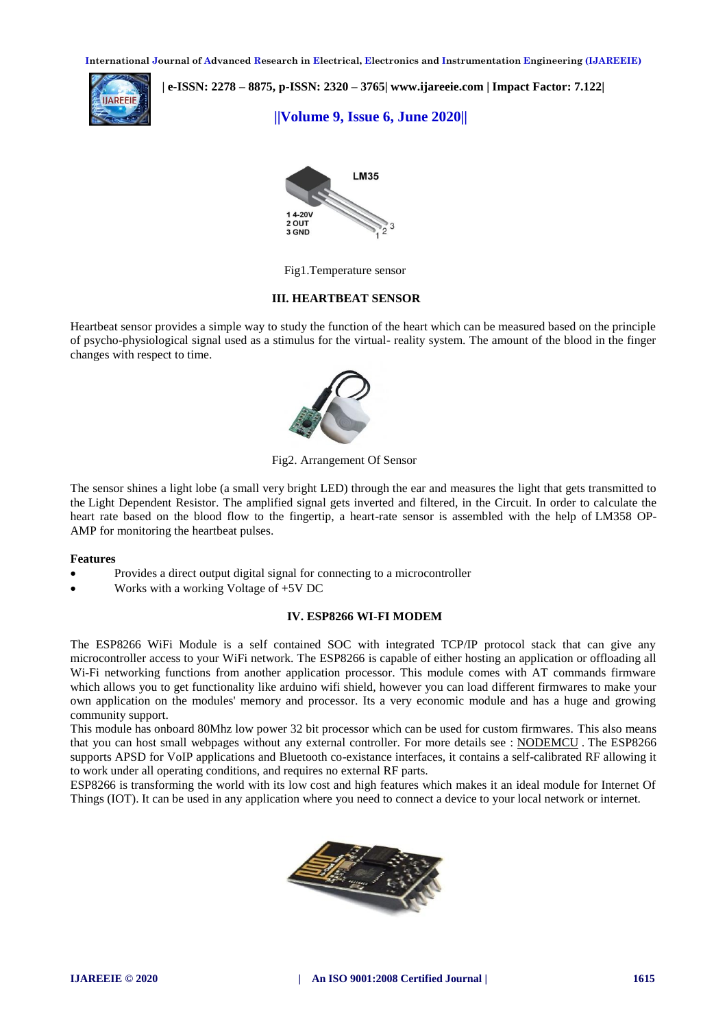Fig1.Temperature sensor

## III. HEARTBEAT SENSOR

Heartbeat sensor provides a simple way to study the function of the heart which can be measured based on the principle of psycho-physiological signal used as a stimulus for the virtual- reality system. The amount of the blood in the finger changes with respect to time.

Fig2. Arrangement Of Sensor

The sensor shines a light lobe (a small very bright LED) through the ear and measures the light that gets transmitted to the Light Dependent Resistor. The amplified signal gets inverted and filtered, in the Circuit. In order to calculate the heart rate based on the blood flow to the fingertip, a heart-rate sensor is assembled with the help of LM358 OP-AMP for monitoring the heartbeat pulses.

**Features**

- Provides a direct output digital signal for connecting to a microcontroller
- Works with a working Voltage of +5V DC

## IV. ESP8266 WI-FI MODEM

The ESP8266 WiFi Module is a self contained SOC with integrated TCP/IP protocol stack that can give any microcontroller access to your WiFi network. The ESP8266 is capable of either hosting an application or offloading all Wi-Fi networking functions from another application processor. This module comes with AT commands firmware which allows you to get functionality like arduino wifi shield, however you can load different firmwares to make your own application on the modules' memory and processor. Its a very economic module and has a huge and growing community support.

This module has onboard 80Mhz low power 32 bit processor which can be used for custom firmwares. This also means that you can host small webpages without any external controller. For more details see : NODEMCU . The ESP8266 supports APSD for VoIP applications and Bluetooth co-existance interfaces, it contains a self-calibrated RF allowing it to work under all operating conditions, and requires no external RF parts.

ESP8266 is transforming the world with its low cost and high features which makes it an ideal module for Internet Of Things (IOT). It can be used in any application where you need to connect a device to your local network or internet.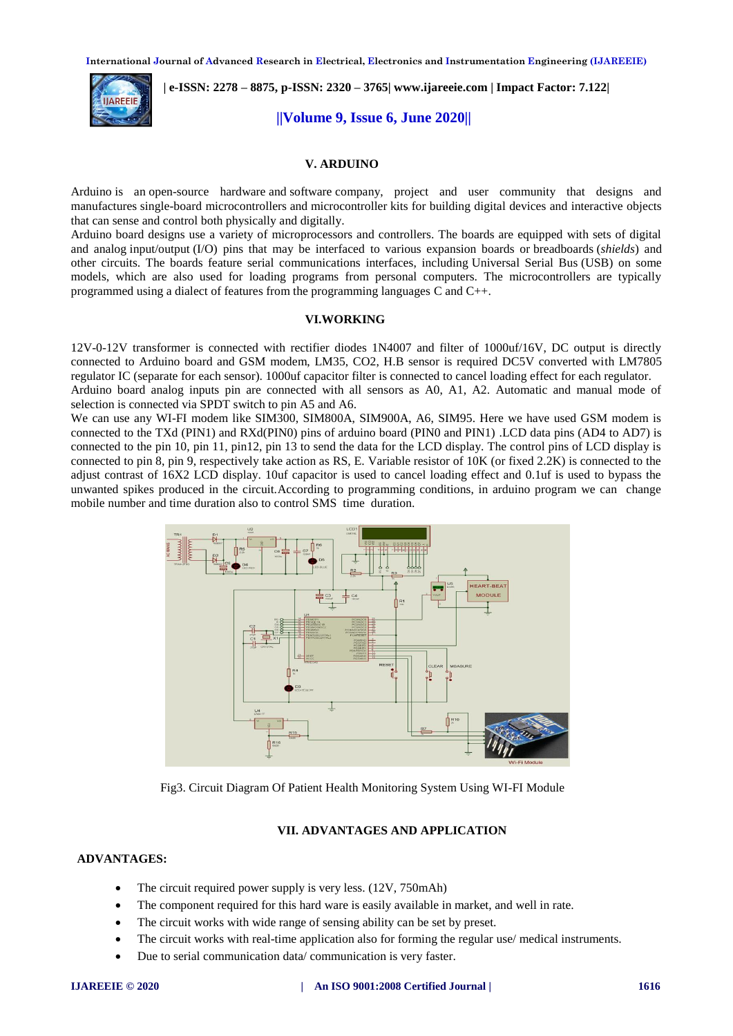## V. ARDUINO

Arduino is an open-source hardware and software company, project and user community that designs and manufactures single-board microcontrollers and microcontroller kits for building digital devices and interactive objects that can sense and control both physically and digitally.
Arduino board designs use a variety of microprocessors and controllers. The boards are equipped with sets of digital and analog input/output (I/O) pins that may be interfaced to various expansion boards or breadboards (*shields*) and other circuits. The boards feature serial communications interfaces, including Universal Serial Bus (USB) on some models, which are also used for loading programs from personal computers. The microcontrollers are typically programmed using a dialect of features from the programming languages C and C++.

## VI.WORKING

12V-0-12V transformer is connected with rectifier diodes 1N4007 and filter of 1000uf/16V, DC output is directly connected to Arduino board and GSM modem, LM35, CO2, H.B sensor is required DC5V converted with LM7805 regulator IC (separate for each sensor). 1000uf capacitor filter is connected to cancel loading effect for each regulator.
Arduino board analog inputs pin are connected with all sensors as A0, A1, A2. Automatic and manual mode of selection is connected via SPDT switch to pin A5 and A6.
We can use any WI-FI modem like SIM300, SIM800A, SIM900A, A6, SIM95. Here we have used GSM modem is connected to the TXd (PIN1) and RXd(PIN0) pins of arduino board (PIN0 and PIN1) .LCD data pins (AD4 to AD7) is connected to the pin 10, pin 11, pin12, pin 13 to send the data for the LCD display. The control pins of LCD display is connected to pin 8, pin 9, respectively take action as RS, E. Variable resistor of 10K (or fixed 2.2K) is connected to the adjust contrast of 16X2 LCD display. 10uf capacitor is used to cancel loading effect and 0.1uf is used to bypass the unwanted spikes produced in the circuit.According to programming conditions, in arduino program we can change mobile number and time duration also to control SMS time duration.

Fig3. Circuit Diagram Of Patient Health Monitoring System Using WI-FI Module

## VII. ADVANTAGES AND APPLICATION

**ADVANTAGES:**

- The circuit required power supply is very less. (12V, 750mAh)
- The component required for this hard ware is easily available in market, and well in rate.
- The circuit works with wide range of sensing ability can be set by preset.
- The circuit works with real-time application also for forming the regular use/ medical instruments.
- Due to serial communication data/ communication is very faster.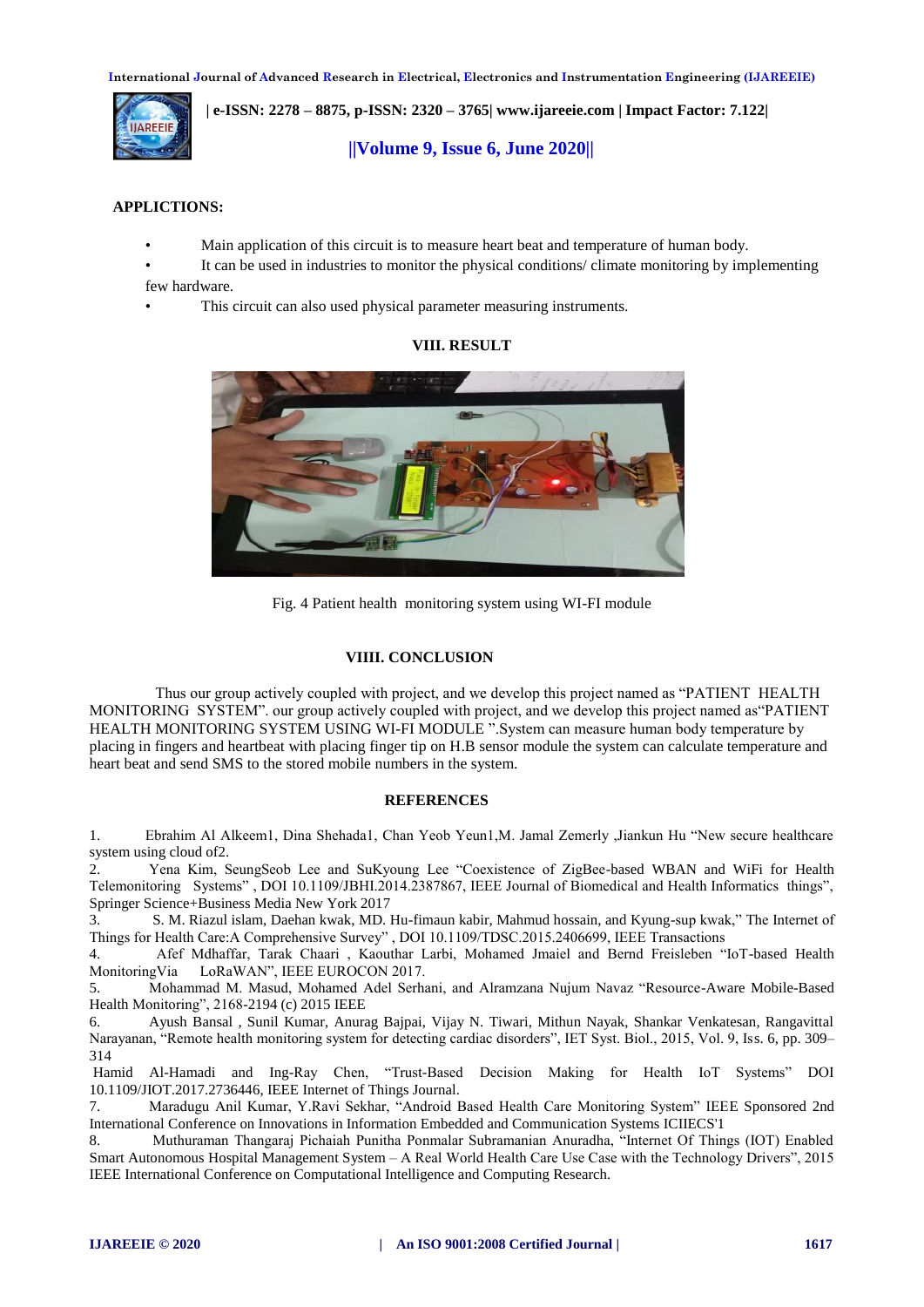**APPLICTIONS:**

- Main application of this circuit is to measure heart beat and temperature of human body.
- It can be used in industries to monitor the physical conditions/ climate monitoring by implementing few hardware.
- This circuit can also used physical parameter measuring instruments.

## VIII. RESULT

Fig. 4 Patient health monitoring system using WI-FI module

## VIIII. CONCLUSION

Thus our group actively coupled with project, and we develop this project named as "PATIENT HEALTH MONITORING SYSTEM". our group actively coupled with project, and we develop this project named as"PATIENT HEALTH MONITORING SYSTEM USING WI-FI MODULE ".System can measure human body temperature by placing in fingers and heartbeat with placing finger tip on H.B sensor module the system can calculate temperature and heart beat and send SMS to the stored mobile numbers in the system.

## REFERENCES

1. Ebrahim Al Alkeem1, Dina Shehada1, Chan Yeob Yeun1,M. Jamal Zemerly ,Jiankun Hu "New secure healthcare system using cloud of2.
2. Yena Kim, SeungSeob Lee and SuKyoung Lee "Coexistence of ZigBee-based WBAN and WiFi for Health Telemonitoring Systems" , DOI 10.1109/JBHI.2014.2387867, IEEE Journal of Biomedical and Health Informatics things", Springer Science+Business Media New York 2017
3. S. M. Riazul islam, Daehan kwak, MD. Hu-fimaun kabir, Mahmud hossain, and Kyung-sup kwak," The Internet of Things for Health Care:A Comprehensive Survey" , DOI 10.1109/TDSC.2015.2406699, IEEE Transactions
4. Afef Mdhaffar, Tarak Chaari , Kaouthar Larbi, Mohamed Jmaiel and Bernd Freisleben "IoT-based Health MonitoringVia LoRaWAN", IEEE EUROCON 2017.
5. Mohammad M. Masud, Mohamed Adel Serhani, and Alramzana Nujum Navaz "Resource-Aware Mobile-Based Health Monitoring", 2168-2194 (c) 2015 IEEE
6. Ayush Bansal , Sunil Kumar, Anurag Bajpai, Vijay N. Tiwari, Mithun Nayak, Shankar Venkatesan, Rangavittal Narayanan, "Remote health monitoring system for detecting cardiac disorders", IET Syst. Biol., 2015, Vol. 9, Iss. 6, pp. 309–314

Hamid Al-Hamadi and Ing-Ray Chen, "Trust-Based Decision Making for Health IoT Systems" DOI 10.1109/JIOT.2017.2736446, IEEE Internet of Things Journal.

7. Maradugu Anil Kumar, Y.Ravi Sekhar, "Android Based Health Care Monitoring System" IEEE Sponsored 2nd International Conference on Innovations in Information Embedded and Communication Systems ICIIECS'1
8. Muthuraman Thangaraj Pichaiah Punitha Ponmalar Subramanian Anuradha, "Internet Of Things (IOT) Enabled Smart Autonomous Hospital Management System – A Real World Health Care Use Case with the Technology Drivers", 2015 IEEE International Conference on Computational Intelligence and Computing Research.